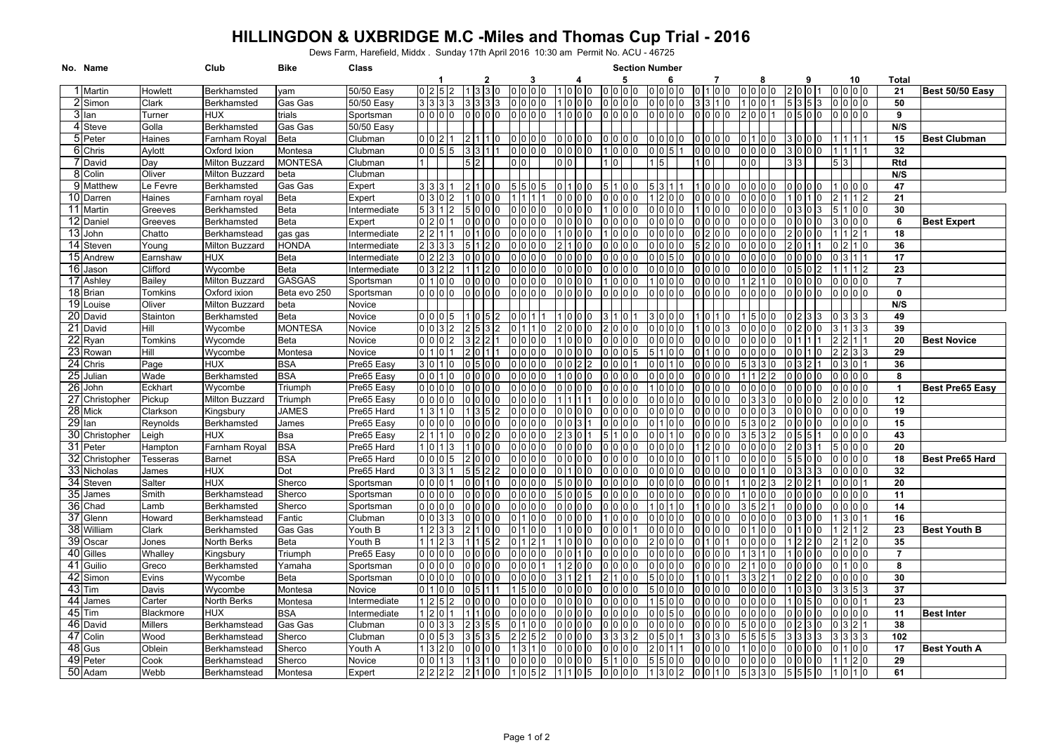# HILLINGDON & UXBRIDGE M.C -Miles and Thomas Cup Trial - 2016

Dews Farm, Harefield, Middx . Sunday 17th April 2016 10:30 am Permit No. ACU - 46725

| No. | Name | | Club | Bike | Class | 1 | 2 | 3 | 4 | 5 | 6 | 7 | 8 | 9 | 10 | Total | |
|---|---|---|---|---|---|---|---|---|---|---|---|---|---|---|---|---|---|
| 1 | Martin | Howlett | Berkhamsted | yam | 50/50 Easy | 0 2 5 2 | 1 3 3 0 | 0 0 0 0 | 1 0 0 0 | 0 0 0 0 | 0 0 0 0 | 0 1 0 0 | 0 0 0 0 | 2 0 0 1 | 0 0 0 0 | 21 | Best 50/50 Easy |
| 2 | Simon | Clark | Berkhamsted | Gas Gas | 50/50 Easy | 3 3 3 3 | 3 3 3 3 | 0 0 0 0 | 1 0 0 0 | 0 0 0 0 | 0 0 0 0 | 3 3 1 0 | 1 0 0 1 | 5 3 5 3 | 0 0 0 0 | 50 | |
| 3 | Ian | Turner | HUX | trials | Sportsman | 0 0 0 0 | 0 0 0 0 | 0 0 0 0 | 1 0 0 0 | 0 0 0 0 | 0 0 0 0 | 0 0 0 0 | 2 0 0 1 | 0 5 0 0 | 0 0 0 0 | 9 | |
| 4 | Steve | Golla | Berkhamsted | Gas Gas | 50/50 Easy | | | | | | | | | | | N/S | |
| 5 | Peter | Haines | Farnham Royal | Beta | Clubman | 0 0 2 1 | 2 1 1 0 | 0 0 0 0 | 0 0 0 0 | 0 0 0 0 | 0 0 0 0 | 0 0 0 0 | 0 1 0 0 | 3 0 0 0 | 1 1 1 1 | 15 | Best Clubman |
| 6 | Chris | Aylott | Oxford Ixion | Montesa | Clubman | 0 0 5 5 | 3 3 1 1 | 0 0 0 0 | 0 0 0 0 | 1 0 0 0 | 0 0 5 1 | 0 0 0 0 | 0 0 0 0 | 3 0 0 0 | 1 1 1 1 | 32 | |
| 7 | David | Day | Milton Buzzard | MONTESA | Clubman | 1 | 5 2 | 0 0 | 0 0 | 1 0 | 1 5 | 1 0 | 0 0 | 3 3 | 5 3 | Rtd | |
| 8 | Colin | Oliver | Milton Buzzard | beta | Clubman | | | | | | | | | | | N/S | |
| 9 | Matthew | Le Fevre | Berkhamsted | Gas Gas | Expert | 3 3 3 1 | 2 1 0 0 | 5 5 0 5 | 0 1 0 0 | 5 1 0 0 | 5 3 1 1 | 1 0 0 0 | 0 0 0 0 | 0 0 0 0 | 1 0 0 0 | 47 | |
| 10 | Darren | Haines | Farnham royal | Beta | Expert | 0 3 0 2 | 1 0 0 0 | 1 1 1 1 | 0 0 0 0 | 0 0 0 0 | 1 2 0 0 | 0 0 0 0 | 0 0 0 0 | 1 0 1 0 | 2 1 1 2 | 21 | |
| 11 | Martin | Greeves | Berkhamsted | Beta | Intermediate | 5 3 1 2 | 5 0 0 0 | 0 0 0 0 | 0 0 0 0 | 1 0 0 0 | 0 0 0 0 | 1 0 0 0 | 0 0 0 0 | 0 3 0 3 | 5 1 0 0 | 30 | |
| 12 | Daniel | Greeves | Berkhamsted | Beta | Expert | 0 2 0 1 | 0 0 0 0 | 0 0 0 0 | 0 0 0 0 | 0 0 0 0 | 0 0 0 0 | 0 0 0 0 | 0 0 0 0 | 0 0 0 0 | 3 0 0 0 | 6 | Best Expert |
| 13 | John | Chatto | Berkhamstead | gas gas | Intermediate | 2 2 1 1 | 0 1 0 0 | 0 0 0 0 | 1 0 0 0 | 1 0 0 0 | 0 0 0 0 | 0 2 0 0 | 0 0 0 0 | 2 0 0 0 | 1 1 2 1 | 18 | |
| 14 | Steven | Young | Milton Buzzard | HONDA | Intermediate | 2 3 3 3 | 5 1 2 0 | 0 0 0 0 | 2 1 0 0 | 0 0 0 0 | 0 0 0 0 | 5 2 0 0 | 0 0 0 0 | 2 0 1 1 | 0 2 1 0 | 36 | |
| 15 | Andrew | Earnshaw | HUX | Beta | Intermediate | 0 2 2 3 | 0 0 0 0 | 0 0 0 0 | 0 0 0 0 | 0 0 0 0 | 0 0 5 0 | 0 0 0 0 | 0 0 0 0 | 0 0 0 0 | 0 3 1 1 | 17 | |
| 16 | Jason | Clifford | Wycombe | Beta | Intermediate | 0 3 2 2 | 1 1 2 0 | 0 0 0 0 | 0 0 0 0 | 0 0 0 0 | 0 0 0 0 | 0 0 0 0 | 0 0 0 0 | 0 5 0 2 | 1 1 1 2 | 23 | |
| 17 | Ashley | Bailey | Milton Buzzard | GASGAS | Sportsman | 0 1 0 0 | 0 0 0 0 | 0 0 0 0 | 0 0 0 0 | 1 0 0 0 | 1 0 0 0 | 0 0 0 0 | 1 2 1 0 | 0 0 0 0 | 0 0 0 0 | 7 | |
| 18 | Brian | Tomkins | Oxford ixion | Beta evo 250 | Sportsman | 0 0 0 0 | 0 0 0 0 | 0 0 0 0 | 0 0 0 0 | 0 0 0 0 | 0 0 0 0 | 0 0 0 0 | 0 0 0 0 | 0 0 0 0 | 0 0 0 0 | 0 | |
| 19 | Louise | Oliver | Milton Buzzard | beta | Novice | | | | | | | | | | | N/S | |
| 20 | David | Stainton | Berkhamsted | Beta | Novice | 0 0 0 5 | 1 0 5 2 | 0 0 1 1 | 1 0 0 0 | 3 1 0 1 | 3 0 0 0 | 1 0 1 0 | 1 5 0 0 | 0 2 3 3 | 0 3 3 3 | 49 | |
| 21 | David | Hill | Wycombe | MONTESA | Novice | 0 0 3 2 | 2 5 3 2 | 0 1 1 0 | 2 0 0 0 | 2 0 0 0 | 0 0 0 0 | 1 0 0 3 | 0 0 0 0 | 0 2 0 0 | 3 1 3 3 | 39 | |
| 22 | Ryan | Tomkins | Wycomde | Beta | Novice | 0 0 0 2 | 3 2 2 1 | 0 0 0 0 | 1 0 0 0 | 0 0 0 0 | 0 0 0 0 | 0 0 0 0 | 0 0 0 0 | 0 1 1 1 | 2 2 1 1 | 20 | Best Novice |
| 23 | Rowan | Hill | Wycombe | Montesa | Novice | 0 1 0 1 | 2 0 1 1 | 0 0 0 0 | 0 0 0 0 | 0 0 0 5 | 5 1 0 0 | 0 1 0 0 | 0 0 0 0 | 0 0 1 0 | 2 2 3 3 | 29 | |
| 24 | Chris | Page | HUX | BSA | Pre65 Easy | 3 0 1 0 | 0 5 0 0 | 0 0 0 0 | 0 0 2 2 | 0 0 0 1 | 0 0 1 0 | 0 0 0 0 | 5 3 3 0 | 0 3 2 1 | 0 3 0 1 | 36 | |
| 25 | Julian | Wade | Berkhamsted | BSA | Pre65 Easy | 0 0 1 0 | 0 0 0 0 | 0 0 0 0 | 1 0 0 0 | 0 0 0 0 | 0 0 0 0 | 0 0 0 0 | 1 1 2 2 | 0 0 0 0 | 0 0 0 0 | 8 | |
| 26 | John | Eckhart | Wycombe | Triumph | Pre65 Easy | 0 0 0 0 | 0 0 0 0 | 0 0 0 0 | 0 0 0 0 | 0 0 0 0 | 1 0 0 0 | 0 0 0 0 | 0 0 0 0 | 0 0 0 0 | 0 0 0 0 | 1 | Best Pre65 Easy |
| 27 | Christopher | Pickup | Milton Buzzard | Triumph | Pre65 Easy | 0 0 0 0 | 0 0 0 0 | 0 0 0 0 | 1 1 1 1 | 0 0 0 0 | 0 0 0 0 | 0 0 0 0 | 0 3 3 0 | 0 0 0 0 | 2 0 0 0 | 12 | |
| 28 | Mick | Clarkson | Kingsbury | JAMES | Pre65 Hard | 1 3 1 0 | 1 3 5 2 | 0 0 0 0 | 0 0 0 0 | 0 0 0 0 | 0 0 0 0 | 0 0 0 0 | 0 0 0 3 | 0 0 0 0 | 0 0 0 0 | 19 | |
| 29 | Ian | Reynolds | Berkhamsted | James | Pre65 Easy | 0 0 0 0 | 0 0 0 0 | 0 0 0 0 | 0 0 3 1 | 0 0 0 0 | 0 1 0 0 | 0 0 0 0 | 5 3 0 2 | 0 0 0 0 | 0 0 0 0 | 15 | |
| 30 | Christopher | Leigh | HUX | Bsa | Pre65 Easy | 2 1 1 0 | 0 0 2 0 | 0 0 0 0 | 2 3 0 1 | 5 1 0 0 | 0 0 1 0 | 0 0 0 0 | 3 5 3 2 | 0 5 5 1 | 0 0 0 0 | 43 | |
| 31 | Peter | Hampton | Farnham Royal | BSA | Pre65 Hard | 1 0 1 3 | 1 0 0 0 | 0 0 0 0 | 0 0 0 0 | 0 0 0 0 | 0 0 0 0 | 1 2 0 0 | 0 0 0 0 | 2 0 3 1 | 5 0 0 0 | 20 | |
| 32 | Christopher | Tesseras | Barnet | BSA | Pre65 Hard | 0 0 0 5 | 2 0 0 0 | 0 0 0 0 | 0 0 0 0 | 0 0 0 0 | 0 0 0 0 | 0 0 1 0 | 0 0 0 0 | 5 5 0 0 | 0 0 0 0 | 18 | Best Pre65 Hard |
| 33 | Nicholas | James | HUX | Dot | Pre65 Hard | 0 3 3 1 | 5 5 2 2 | 0 0 0 0 | 0 1 0 0 | 0 0 0 0 | 0 0 0 0 | 0 0 0 0 | 0 0 1 0 | 0 3 3 3 | 0 0 0 0 | 32 | |
| 34 | Steven | Salter | HUX | Sherco | Sportsman | 0 0 0 1 | 0 0 1 0 | 0 0 0 0 | 5 0 0 0 | 0 0 0 0 | 0 0 0 0 | 0 0 0 1 | 1 0 2 3 | 2 0 2 1 | 0 0 0 1 | 20 | |
| 35 | James | Smith | Berkhamstead | Sherco | Sportsman | 0 0 0 0 | 0 0 0 0 | 0 0 0 0 | 5 0 0 5 | 0 0 0 0 | 0 0 0 0 | 0 0 0 0 | 1 0 0 0 | 0 0 0 0 | 0 0 0 0 | 11 | |
| 36 | Chad | Lamb | Berkhamsted | Sherco | Sportsman | 0 0 0 0 | 0 0 0 0 | 0 0 0 0 | 0 0 0 0 | 0 0 0 0 | 1 0 1 0 | 1 0 0 0 | 3 5 2 1 | 0 0 0 0 | 0 0 0 0 | 14 | |
| 37 | Glenn | Howard | Berkhamstead | Fantic | Clubman | 0 0 3 3 | 0 0 0 0 | 0 1 0 0 | 0 0 0 0 | 1 0 0 0 | 0 0 0 0 | 0 0 0 0 | 0 0 0 0 | 0 3 0 0 | 1 3 0 1 | 16 | |
| 38 | William | Clark | Berkhamsted | Gas Gas | Youth B | 1 2 3 3 | 2 1 0 0 | 0 1 0 0 | 1 0 0 0 | 0 0 0 1 | 0 0 0 0 | 0 0 0 0 | 0 1 0 0 | 0 1 0 0 | 1 2 1 2 | 23 | Best Youth B |
| 39 | Oscar | Jones | North Berks | Beta | Youth B | 1 1 2 3 | 1 1 5 2 | 0 1 2 1 | 1 0 0 0 | 0 0 0 0 | 2 0 0 0 | 0 1 0 1 | 0 0 0 0 | 1 2 2 0 | 2 1 2 0 | 35 | |
| 40 | Gilles | Whalley | Kingsbury | Triumph | Pre65 Easy | 0 0 0 0 | 0 0 0 0 | 0 0 0 0 | 0 0 1 0 | 0 0 0 0 | 0 0 0 0 | 0 0 0 0 | 1 3 1 0 | 1 0 0 0 | 0 0 0 0 | 7 | |
| 41 | Guilio | Greco | Berkhamsted | Yamaha | Sportsman | 0 0 0 0 | 0 0 0 0 | 0 0 0 1 | 1 2 0 0 | 0 0 0 0 | 0 0 0 0 | 0 0 0 0 | 2 1 0 0 | 0 0 0 0 | 0 1 0 0 | 8 | |
| 42 | Simon | Evins | Wycombe | Beta | Sportsman | 0 0 0 0 | 0 0 0 0 | 0 0 0 0 | 3 1 2 1 | 2 1 0 0 | 5 0 0 0 | 1 0 0 1 | 3 3 2 1 | 0 2 2 0 | 0 0 0 0 | 30 | |
| 43 | Tim | Davis | Wycombe | Montesa | Novice | 0 1 0 0 | 0 5 1 1 | 1 5 0 0 | 0 0 0 0 | 0 0 0 0 | 5 0 0 0 | 0 0 0 0 | 0 0 0 0 | 1 0 3 0 | 3 3 5 3 | 37 | |
| 44 | James | Carter | North Berks | Montesa | Intermediate | 1 2 5 2 | 0 0 0 0 | 0 0 0 0 | 0 0 0 0 | 0 0 0 0 | 1 5 0 0 | 0 0 0 0 | 0 0 0 0 | 1 0 5 0 | 0 0 0 1 | 23 | |
| 45 | Tim | Blackmore | HUX | BSA | Intermediate | 1 2 0 1 | 1 1 0 0 | 0 0 0 0 | 0 0 0 0 | 0 0 0 0 | 0 0 5 0 | 0 0 0 0 | 0 0 0 0 | 0 0 0 0 | 0 0 0 0 | 11 | Best Inter |
| 46 | David | Millers | Berkhamstead | Gas Gas | Clubman | 0 0 3 3 | 2 3 5 5 | 0 1 0 0 | 0 0 0 0 | 0 0 0 0 | 0 0 0 0 | 0 0 0 0 | 5 0 0 0 | 0 2 3 0 | 0 3 2 1 | 38 | |
| 47 | Colin | Wood | Berkhamstead | Sherco | Clubman | 0 0 5 3 | 3 5 3 5 | 2 2 5 2 | 0 0 0 0 | 3 3 3 2 | 0 5 0 1 | 3 0 3 0 | 5 5 5 5 | 3 3 3 3 | 3 3 3 3 | 102 | |
| 48 | Gus | Oblein | Berkhamstead | Sherco | Youth A | 1 3 2 0 | 0 0 0 0 | 1 3 1 0 | 0 0 0 0 | 0 0 0 0 | 2 0 1 1 | 0 0 0 0 | 1 0 0 0 | 0 0 0 0 | 0 1 0 0 | 17 | Best Youth A |
| 49 | Peter | Cook | Berkhamstead | Sherco | Novice | 0 0 1 3 | 1 3 1 0 | 0 0 0 0 | 0 0 0 0 | 5 1 0 0 | 5 5 0 0 | 0 0 0 0 | 0 0 0 0 | 0 0 0 0 | 1 1 2 0 | 29 | |
| 50 | Adam | Webb | Berkhamstead | Montesa | Expert | 2 2 2 2 | 2 1 0 0 | 1 0 5 2 | 1 1 0 5 | 0 0 0 0 | 1 3 0 2 | 0 0 1 0 | 5 3 3 0 | 5 5 5 0 | 1 0 1 0 | 61 | |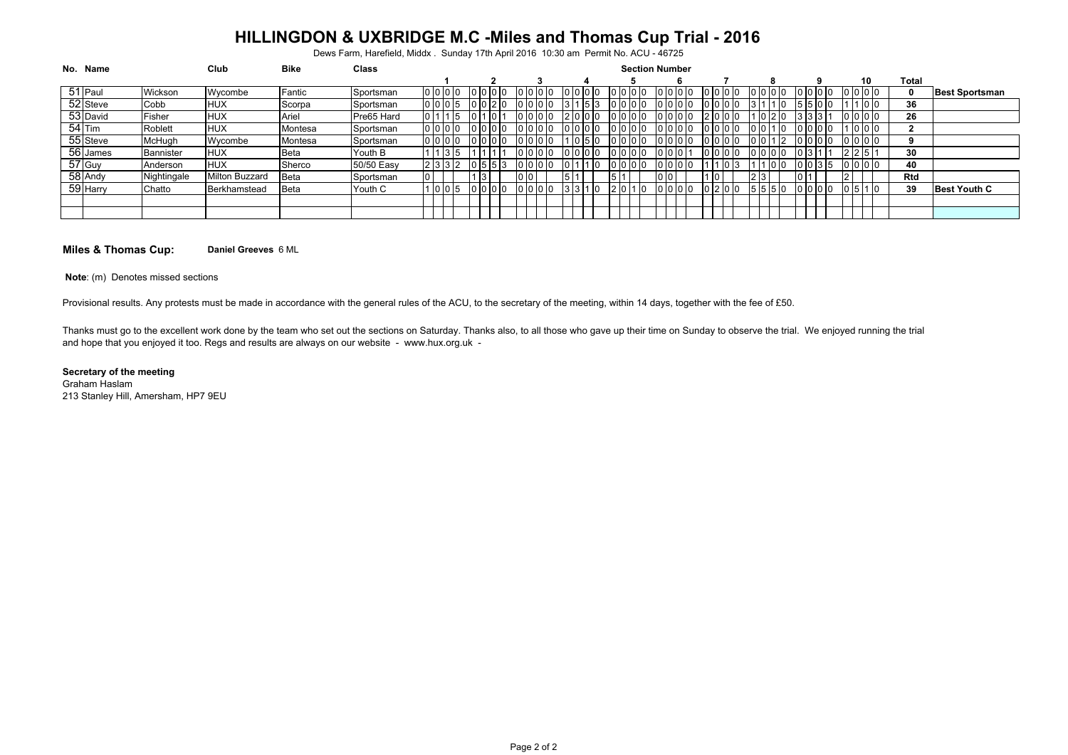# HILLINGDON & UXBRIDGE M.C -Miles and Thomas Cup Trial - 2016

Dews Farm, Harefield, Middx . Sunday 17th April 2016 10:30 am Permit No. ACU - 46725

| No. | Name | | Club | Bike | Class | Section 1 | Section 2 | Section 3 | Section 4 | Section 5 | Section 6 | Section 7 | Section 8 | Section 9 | Section 10 | Total | |
|---|---|---|---|---|---|---|---|---|---|---|---|---|---|---|---|---|---|
| 51 | Paul | Wickson | Wycombe | Fantic | Sportsman | 0 0 0 0 | 0 0 0 0 | 0 0 0 0 | 0 0 0 0 | 0 0 0 0 | 0 0 0 0 | 0 0 0 0 | 0 0 0 0 | 0 0 0 0 | 0 0 0 0 | 0 | Best Sportsman |
| 52 | Steve | Cobb | HUX | Scorpa | Sportsman | 0 0 0 5 | 0 0 2 0 | 0 0 0 0 | 3 1 5 3 | 0 0 0 0 | 0 0 0 0 | 0 0 0 0 | 3 1 1 0 | 5 5 0 0 | 1 1 0 0 | 36 | |
| 53 | David | Fisher | HUX | Ariel | Pre65 Hard | 0 1 1 5 | 0 1 0 1 | 0 0 0 0 | 2 0 0 0 | 0 0 0 0 | 0 0 0 0 | 2 0 0 0 | 1 0 2 0 | 3 3 3 1 | 0 0 0 0 | 26 | |
| 54 | Tim | Roblett | HUX | Montesa | Sportsman | 0 0 0 0 | 0 0 0 0 | 0 0 0 0 | 0 0 0 0 | 0 0 0 0 | 0 0 0 0 | 0 0 0 0 | 0 0 1 0 | 0 0 0 0 | 1 0 0 0 | 2 | |
| 55 | Steve | McHugh | Wycombe | Montesa | Sportsman | 0 0 0 0 | 0 0 0 0 | 0 0 0 0 | 1 0 5 0 | 0 0 0 0 | 0 0 0 0 | 0 0 0 0 | 0 0 1 2 | 0 0 0 0 | 0 0 0 0 | 9 | |
| 56 | James | Bannister | HUX | Beta | Youth B | 1 1 3 5 | 1 1 1 1 | 0 0 0 0 | 0 0 0 0 | 0 0 0 0 | 0 0 0 1 | 0 0 0 0 | 0 0 0 0 | 0 3 1 1 | 2 2 5 1 | 30 | |
| 57 | Guy | Anderson | HUX | Sherco | 50/50 Easy | 2 3 3 2 | 0 5 5 3 | 0 0 0 0 | 0 1 1 0 | 0 0 0 0 | 0 0 0 0 | 1 1 0 3 | 1 1 0 0 | 0 0 3 5 | 0 0 0 0 | 40 | |
| 58 | Andy | Nightingale | Milton Buzzard | Beta | Sportsman | 0 | 1 3 | 0 0 | 5 1 | 5 1 | 0 0 | 1 0 | 2 3 | 0 1 | 2 | Rtd | |
| 59 | Harry | Chatto | Berkhamstead | Beta | Youth C | 1 0 0 5 | 0 0 0 0 | 0 0 0 0 | 3 3 1 0 | 2 0 1 0 | 0 0 0 0 | 0 2 0 0 | 5 5 5 0 | 0 0 0 0 | 0 5 1 0 | 39 | Best Youth C |

**Miles & Thomas Cup:** **Daniel Greeves** 6 ML

**Note**: (m) Denotes missed sections

Provisional results. Any protests must be made in accordance with the general rules of the ACU, to the secretary of the meeting, within 14 days, together with the fee of £50.

Thanks must go to the excellent work done by the team who set out the sections on Saturday. Thanks also, to all those who gave up their time on Sunday to observe the trial. We enjoyed running the trial and hope that you enjoyed it too. Regs and results are always on our website - www.hux.org.uk -

**Secretary of the meeting**
Graham Haslam
213 Stanley Hill, Amersham, HP7 9EU